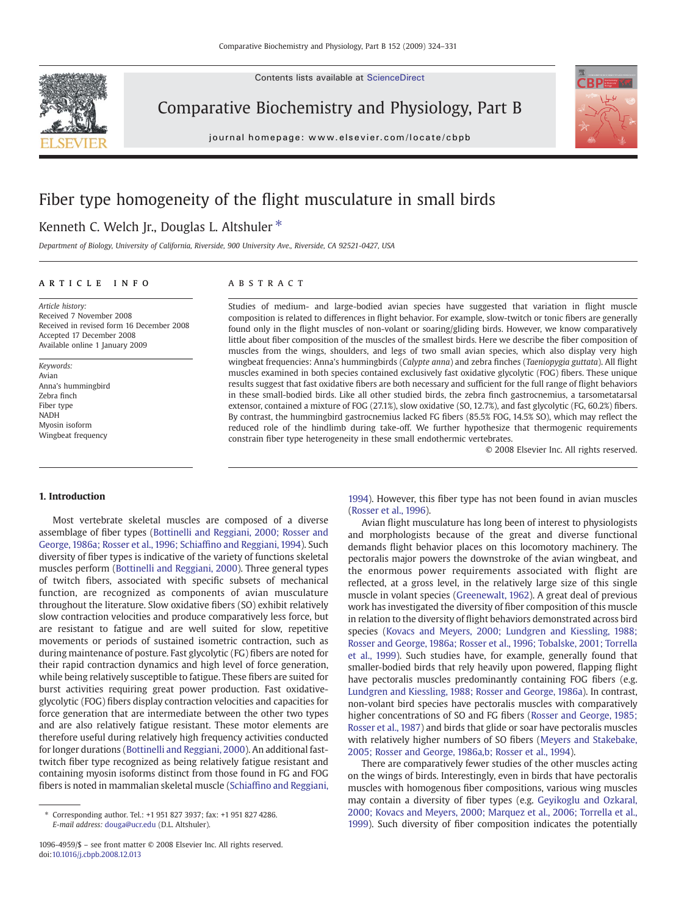# Fiber type homogeneity of the flight musculature in small birds

Kenneth C. Welch Jr., Douglas L. Altshuler *

*Department of Biology, University of California, Riverside, 900 University Ave., Riverside, CA 92521-0427, USA*

## ARTICLE INFO

*Article history:*
Received 7 November 2008
Received in revised form 16 December 2008
Accepted 17 December 2008
Available online 1 January 2009

*Keywords:*
Avian
Anna's hummingbird
Zebra finch
Fiber type
NADH
Myosin isoform
Wingbeat frequency

## ABSTRACT

Studies of medium- and large-bodied avian species have suggested that variation in flight muscle composition is related to differences in flight behavior. For example, slow-twitch or tonic fibers are generally found only in the flight muscles of non-volant or soaring/gliding birds. However, we know comparatively little about fiber composition of the muscles of the smallest birds. Here we describe the fiber composition of muscles from the wings, shoulders, and legs of two small avian species, which also display very high wingbeat frequencies: Anna's hummingbirds (*Calypte anna*) and zebra finches (*Taeniopygia guttata*). All flight muscles examined in both species contained exclusively fast oxidative glycolytic (FOG) fibers. These unique results suggest that fast oxidative fibers are both necessary and sufficient for the full range of flight behaviors in these small-bodied birds. Like all other studied birds, the zebra finch gastrocnemius, a tarsometatarsal extensor, contained a mixture of FOG (27.1%), slow oxidative (SO, 12.7%), and fast glycolytic (FG, 60.2%) fibers. By contrast, the hummingbird gastrocnemius lacked FG fibers (85.5% FOG, 14.5% SO), which may reflect the reduced role of the hindlimb during take-off. We further hypothesize that thermogenic requirements constrain fiber type heterogeneity in these small endothermic vertebrates.

© 2008 Elsevier Inc. All rights reserved.

## 1. Introduction

Most vertebrate skeletal muscles are composed of a diverse assemblage of fiber types (Bottinelli and Reggiani, 2000; Rosser and George, 1986a; Rosser et al., 1996; Schiaffino and Reggiani, 1994). Such diversity of fiber types is indicative of the variety of functions skeletal muscles perform (Bottinelli and Reggiani, 2000). Three general types of twitch fibers, associated with specific subsets of mechanical function, are recognized as components of avian musculature throughout the literature. Slow oxidative fibers (SO) exhibit relatively slow contraction velocities and produce comparatively less force, but are resistant to fatigue and are well suited for slow, repetitive movements or periods of sustained isometric contraction, such as during maintenance of posture. Fast glycolytic (FG) fibers are noted for their rapid contraction dynamics and high level of force generation, while being relatively susceptible to fatigue. These fibers are suited for burst activities requiring great power production. Fast oxidative-glycolytic (FOG) fibers display contraction velocities and capacities for force generation that are intermediate between the other two types and are also relatively fatigue resistant. These motor elements are therefore useful during relatively high frequency activities conducted for longer durations (Bottinelli and Reggiani, 2000). An additional fast-twitch fiber type recognized as being relatively fatigue resistant and containing myosin isoforms distinct from those found in FG and FOG fibers is noted in mammalian skeletal muscle (Schiaffino and Reggiani, 1994). However, this fiber type has not been found in avian muscles (Rosser et al., 1996).

Avian flight musculature has long been of interest to physiologists and morphologists because of the great and diverse functional demands flight behavior places on this locomotory machinery. The pectoralis major powers the downstroke of the avian wingbeat, and the enormous power requirements associated with flight are reflected, at a gross level, in the relatively large size of this single muscle in volant species (Greenewalt, 1962). A great deal of previous work has investigated the diversity of fiber composition of this muscle in relation to the diversity of flight behaviors demonstrated across bird species (Kovacs and Meyers, 2000; Lundgren and Kiessling, 1988; Rosser and George, 1986a; Rosser et al., 1996; Tobalske, 2001; Torrella et al., 1999). Such studies have, for example, generally found that smaller-bodied birds that rely heavily upon powered, flapping flight have pectoralis muscles predominantly containing FOG fibers (e.g. Lundgren and Kiessling, 1988; Rosser and George, 1986a). In contrast, non-volant bird species have pectoralis muscles with comparatively higher concentrations of SO and FG fibers (Rosser and George, 1985; Rosser et al., 1987) and birds that glide or soar have pectoralis muscles with relatively higher numbers of SO fibers (Meyers and Stakebake, 2005; Rosser and George, 1986a,b; Rosser et al., 1994).

There are comparatively fewer studies of the other muscles acting on the wings of birds. Interestingly, even in birds that have pectoralis muscles with homogenous fiber compositions, various wing muscles may contain a diversity of fiber types (e.g. Geyikoglu and Ozkaral, 2000; Kovacs and Meyers, 2000; Marquez et al., 2006; Torrella et al., 1999). Such diversity of fiber composition indicates the potentially

* Corresponding author. Tel.: +1 951 827 3937; fax: +1 951 827 4286. E-mail address: douga@ucr.edu (D.L. Altshuler).

1096-4959/$ – see front matter © 2008 Elsevier Inc. All rights reserved.
doi:10.1016/j.cbpb.2008.12.013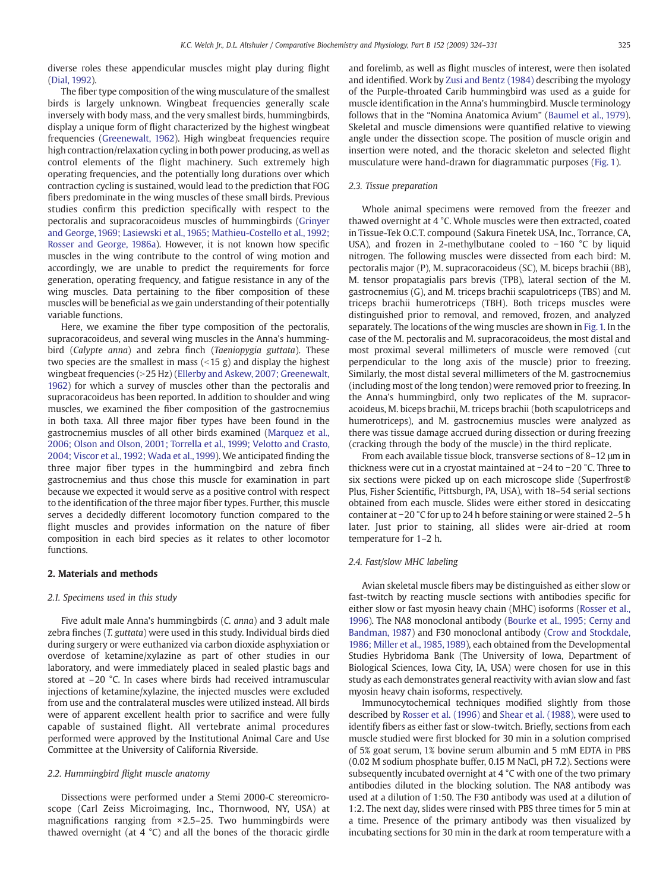diverse roles these appendicular muscles might play during flight (Dial, 1992).

The fiber type composition of the wing musculature of the smallest birds is largely unknown. Wingbeat frequencies generally scale inversely with body mass, and the very smallest birds, hummingbirds, display a unique form of flight characterized by the highest wingbeat frequencies (Greenewalt, 1962). High wingbeat frequencies require high contraction/relaxation cycling in both power producing, as well as control elements of the flight machinery. Such extremely high operating frequencies, and the potentially long durations over which contraction cycling is sustained, would lead to the prediction that FOG fibers predominate in the wing muscles of these small birds. Previous studies confirm this prediction specifically with respect to the pectoralis and supracoracoideus muscles of hummingbirds (Grinyer and George, 1969; Lasiewski et al., 1965; Mathieu-Costello et al., 1992; Rosser and George, 1986a). However, it is not known how specific muscles in the wing contribute to the control of wing motion and accordingly, we are unable to predict the requirements for force generation, operating frequency, and fatigue resistance in any of the wing muscles. Data pertaining to the fiber composition of these muscles will be beneficial as we gain understanding of their potentially variable functions.

Here, we examine the fiber type composition of the pectoralis, supracoracoideus, and several wing muscles in the Anna's hummingbird (*Calypte anna*) and zebra finch (*Taeniopygia guttata*). These two species are the smallest in mass (<15 g) and display the highest wingbeat frequencies (>25 Hz) (Ellerby and Askew, 2007; Greenewalt, 1962) for which a survey of muscles other than the pectoralis and supracoracoideus has been reported. In addition to shoulder and wing muscles, we examined the fiber composition of the gastrocnemius in both taxa. All three major fiber types have been found in the gastrocnemius muscles of all other birds examined (Marquez et al., 2006; Olson and Olson, 2001; Torrella et al., 1999; Velotto and Crasto, 2004; Viscor et al., 1992; Wada et al., 1999). We anticipated finding the three major fiber types in the hummingbird and zebra finch gastrocnemius and thus chose this muscle for examination in part because we expected it would serve as a positive control with respect to the identification of the three major fiber types. Further, this muscle serves a decidedly different locomotory function compared to the flight muscles and provides information on the nature of fiber composition in each bird species as it relates to other locomotor functions.

## 2. Materials and methods

### 2.1. Specimens used in this study

Five adult male Anna's hummingbirds (*C. anna*) and 3 adult male zebra finches (*T. guttata*) were used in this study. Individual birds died during surgery or were euthanized via carbon dioxide asphyxiation or overdose of ketamine/xylazine as part of other studies in our laboratory, and were immediately placed in sealed plastic bags and stored at −20 °C. In cases where birds had received intramuscular injections of ketamine/xylazine, the injected muscles were excluded from use and the contralateral muscles were utilized instead. All birds were of apparent excellent health prior to sacrifice and were fully capable of sustained flight. All vertebrate animal procedures performed were approved by the Institutional Animal Care and Use Committee at the University of California Riverside.

### 2.2. Hummingbird flight muscle anatomy

Dissections were performed under a Stemi 2000-C stereomicroscope (Carl Zeiss Microimaging, Inc., Thornwood, NY, USA) at magnifications ranging from ×2.5–25. Two hummingbirds were thawed overnight (at 4 °C) and all the bones of the thoracic girdle and forelimb, as well as flight muscles of interest, were then isolated and identified. Work by Zusi and Bentz (1984) describing the myology of the Purple-throated Carib hummingbird was used as a guide for muscle identification in the Anna's hummingbird. Muscle terminology follows that in the "Nomina Anatomica Avium" (Baumel et al., 1979). Skeletal and muscle dimensions were quantified relative to viewing angle under the dissection scope. The position of muscle origin and insertion were noted, and the thoracic skeleton and selected flight musculature were hand-drawn for diagrammatic purposes (Fig. 1).

### 2.3. Tissue preparation

Whole animal specimens were removed from the freezer and thawed overnight at 4 °C. Whole muscles were then extracted, coated in Tissue-Tek O.C.T. compound (Sakura Finetek USA, Inc., Torrance, CA, USA), and frozen in 2-methylbutane cooled to −160 °C by liquid nitrogen. The following muscles were dissected from each bird: M. pectoralis major (P), M. supracoracoideus (SC), M. biceps brachii (BB), M. tensor propatagialis pars brevis (TPB), lateral section of the M. gastrocnemius (G), and M. triceps brachii scapulotriceps (TBS) and M. triceps brachii humerotriceps (TBH). Both triceps muscles were distinguished prior to removal, and removed, frozen, and analyzed separately. The locations of the wing muscles are shown in Fig. 1. In the case of the M. pectoralis and M. supracoracoideus, the most distal and most proximal several millimeters of muscle were removed (cut perpendicular to the long axis of the muscle) prior to freezing. Similarly, the most distal several millimeters of the M. gastrocnemius (including most of the long tendon) were removed prior to freezing. In the Anna's hummingbird, only two replicates of the M. supracoracoideus, M. biceps brachii, M. triceps brachii (both scapulotriceps and humerotriceps), and M. gastrocnemius muscles were analyzed as there was tissue damage accrued during dissection or during freezing (cracking through the body of the muscle) in the third replicate.

From each available tissue block, transverse sections of 8–12 μm in thickness were cut in a cryostat maintained at −24 to −20 °C. Three to six sections were picked up on each microscope slide (Superfrost® Plus, Fisher Scientific, Pittsburgh, PA, USA), with 18–54 serial sections obtained from each muscle. Slides were either stored in desiccating container at −20 °C for up to 24 h before staining or were stained 2–5 h later. Just prior to staining, all slides were air-dried at room temperature for 1–2 h.

### 2.4. Fast/slow MHC labeling

Avian skeletal muscle fibers may be distinguished as either slow or fast-twitch by reacting muscle sections with antibodies specific for either slow or fast myosin heavy chain (MHC) isoforms (Rosser et al., 1996). The NA8 monoclonal antibody (Bourke et al., 1995; Cerny and Bandman, 1987) and F30 monoclonal antibody (Crow and Stockdale, 1986; Miller et al., 1985, 1989), each obtained from the Developmental Studies Hybridoma Bank (The University of Iowa, Department of Biological Sciences, Iowa City, IA, USA) were chosen for use in this study as each demonstrates general reactivity with avian slow and fast myosin heavy chain isoforms, respectively.

Immunocytochemical techniques modified slightly from those described by Rosser et al. (1996) and Shear et al. (1988), were used to identify fibers as either fast or slow-twitch. Briefly, sections from each muscle studied were first blocked for 30 min in a solution comprised of 5% goat serum, 1% bovine serum albumin and 5 mM EDTA in PBS (0.02 M sodium phosphate buffer, 0.15 M NaCl, pH 7.2). Sections were subsequently incubated overnight at 4 °C with one of the two primary antibodies diluted in the blocking solution. The NA8 antibody was used at a dilution of 1:50. The F30 antibody was used at a dilution of 1:2. The next day, slides were rinsed with PBS three times for 5 min at a time. Presence of the primary antibody was then visualized by incubating sections for 30 min in the dark at room temperature with a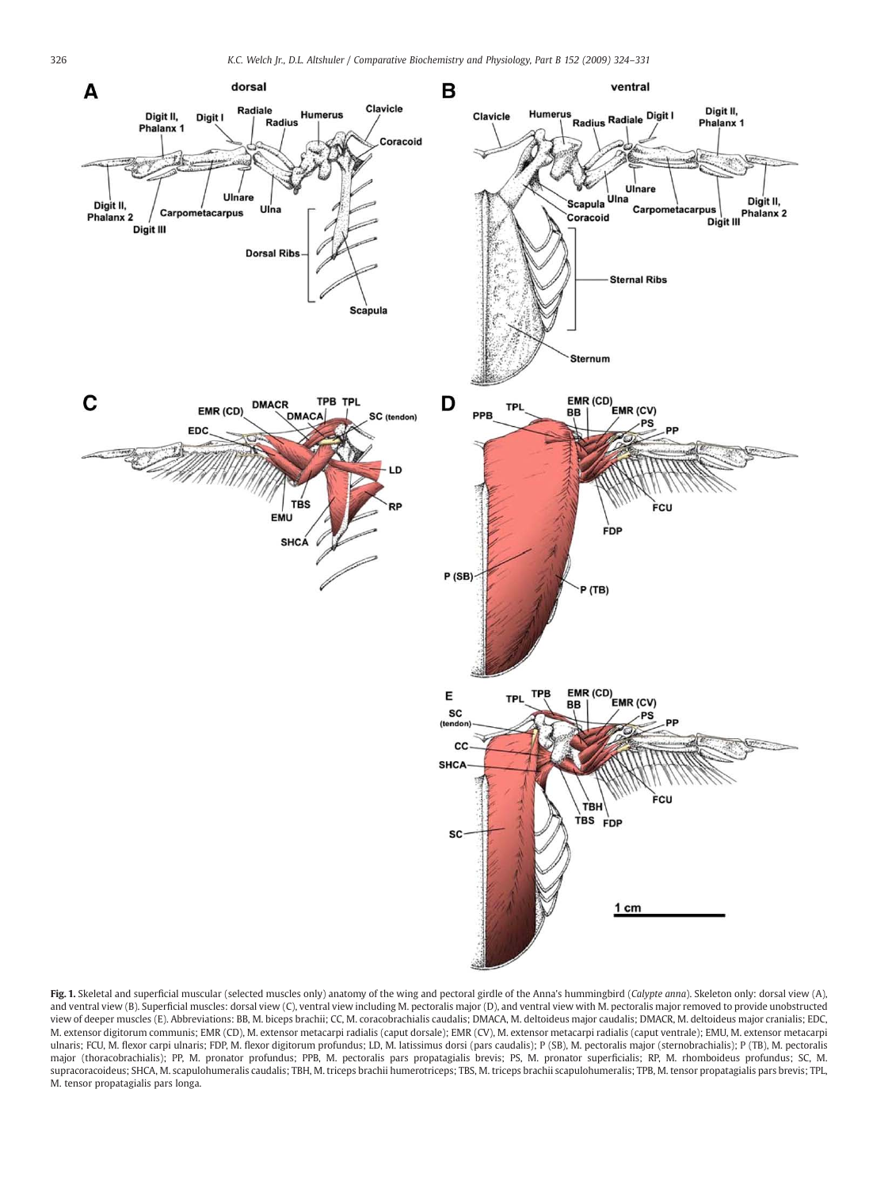**Fig. 1.** Skeletal and superficial muscular (selected muscles only) anatomy of the wing and pectoral girdle of the Anna's hummingbird (*Calypte anna*). Skeleton only: dorsal view (A), and ventral view (B). Superficial muscles: dorsal view (C), ventral view including M. pectoralis major (D), and ventral view with M. pectoralis major removed to provide unobstructed view of deeper muscles (E). Abbreviations: BB, M. biceps brachii; CC, M. coracobrachialis caudalis; DMACA, M. deltoideus major caudalis; DMACR, M. deltoideus major cranialis; EDC, M. extensor digitorum communis; EMR (CD), M. extensor metacarpi radialis (caput dorsale); EMR (CV), M. extensor metacarpi radialis (caput ventrale); EMU, M. extensor metacarpi ulnaris; FCU, M. flexor carpi ulnaris; FDP, M. flexor digitorum profundus; LD, M. latissimus dorsi (pars caudalis); P (SB), M. pectoralis major (sternobrachialis); P (TB), M. pectoralis major (thoracobrachialis); PP, M. pronator profundus; PPB, M. pectoralis pars propatagialis brevis; PS, M. pronator superficialis; RP, M. rhomboideus profundus; SC, M. supracoracoideus; SHCA, M. scapulohumeralis caudalis; TBH, M. triceps brachii humerotriceps; TBS, M. triceps brachii scapulohumeralis; TPB, M. tensor propatagialis pars brevis; TPL, M. tensor propatagialis pars longa.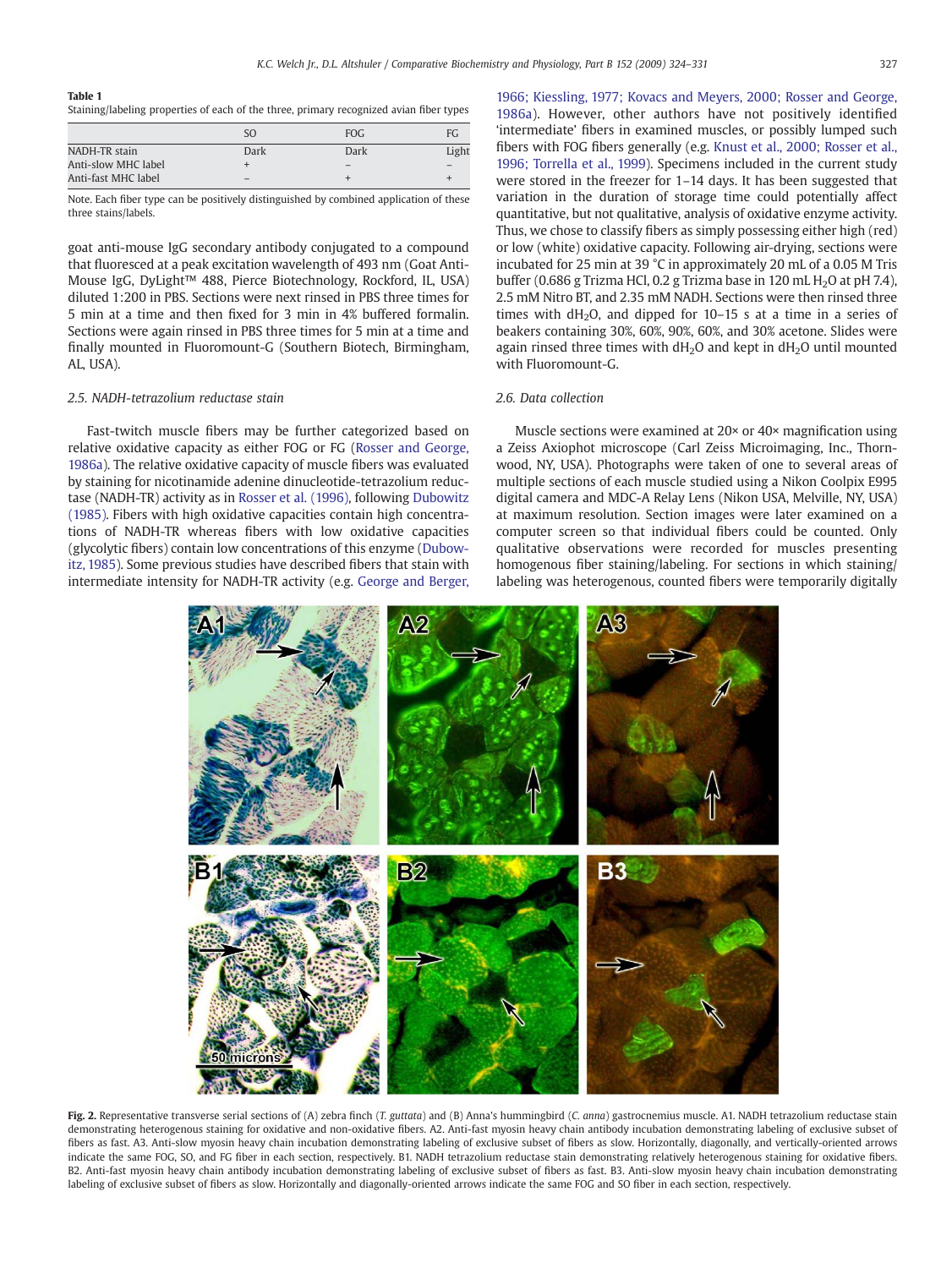**Table 1**
Staining/labeling properties of each of the three, primary recognized avian fiber types

| | SO | FOG | FG |
|---|---|---|---|
| NADH-TR stain | Dark | Dark | Light |
| Anti-slow MHC label | + | – | – |
| Anti-fast MHC label | – | + | + |

Note. Each fiber type can be positively distinguished by combined application of these three stains/labels.

goat anti-mouse IgG secondary antibody conjugated to a compound that fluoresced at a peak excitation wavelength of 493 nm (Goat Anti-Mouse IgG, DyLight™ 488, Pierce Biotechnology, Rockford, IL, USA) diluted 1:200 in PBS. Sections were next rinsed in PBS three times for 5 min at a time and then fixed for 3 min in 4% buffered formalin. Sections were again rinsed in PBS three times for 5 min at a time and finally mounted in Fluoromount-G (Southern Biotech, Birmingham, AL, USA).

### 2.5. NADH-tetrazolium reductase stain

Fast-twitch muscle fibers may be further categorized based on relative oxidative capacity as either FOG or FG (Rosser and George, 1986a). The relative oxidative capacity of muscle fibers was evaluated by staining for nicotinamide adenine dinucleotide-tetrazolium reductase (NADH-TR) activity as in Rosser et al. (1996), following Dubowitz (1985). Fibers with high oxidative capacities contain high concentrations of NADH-TR whereas fibers with low oxidative capacities (glycolytic fibers) contain low concentrations of this enzyme (Dubowitz, 1985). Some previous studies have described fibers that stain with intermediate intensity for NADH-TR activity (e.g. George and Berger, 1966; Kiessling, 1977; Kovacs and Meyers, 2000; Rosser and George, 1986a). However, other authors have not positively identified 'intermediate' fibers in examined muscles, or possibly lumped such fibers with FOG fibers generally (e.g. Knust et al., 2000; Rosser et al., 1996; Torrella et al., 1999). Specimens included in the current study were stored in the freezer for 1–14 days. It has been suggested that variation in the duration of storage time could potentially affect quantitative, but not qualitative, analysis of oxidative enzyme activity. Thus, we chose to classify fibers as simply possessing either high (red) or low (white) oxidative capacity. Following air-drying, sections were incubated for 25 min at 39 °C in approximately 20 mL of a 0.05 M Tris buffer (0.686 g Trizma HCl, 0.2 g Trizma base in 120 mL $H_2O$ at pH 7.4), 2.5 mM Nitro BT, and 2.35 mM NADH. Sections were then rinsed three times with $dH_2O$, and dipped for 10–15 s at a time in a series of beakers containing 30%, 60%, 90%, 60%, and 30% acetone. Slides were again rinsed three times with $dH_2O$ and kept in $dH_2O$ until mounted with Fluoromount-G.

### 2.6. Data collection

Muscle sections were examined at 20× or 40× magnification using a Zeiss Axiophot microscope (Carl Zeiss Microimaging, Inc., Thornwood, NY, USA). Photographs were taken of one to several areas of multiple sections of each muscle studied using a Nikon Coolpix E995 digital camera and MDC-A Relay Lens (Nikon USA, Melville, NY, USA) at maximum resolution. Section images were later examined on a computer screen so that individual fibers could be counted. Only qualitative observations were recorded for muscles presenting homogenous fiber staining/labeling. For sections in which staining/labeling was heterogenous, counted fibers were temporarily digitally

**Fig. 2.** Representative transverse serial sections of (A) zebra finch (*T. guttata*) and (B) Anna's hummingbird (*C. anna*) gastrocnemius muscle. A1. NADH tetrazolium reductase stain demonstrating heterogenous staining for oxidative and non-oxidative fibers. A2. Anti-fast myosin heavy chain antibody incubation demonstrating labeling of exclusive subset of fibers as fast. A3. Anti-slow myosin heavy chain incubation demonstrating labeling of exclusive subset of fibers as slow. Horizontally, diagonally, and vertically-oriented arrows indicate the same FOG, SO, and FG fiber in each section, respectively. B1. NADH tetrazolium reductase stain demonstrating relatively heterogenous staining for oxidative fibers. B2. Anti-fast myosin heavy chain antibody incubation demonstrating labeling of exclusive subset of fibers as fast. B3. Anti-slow myosin heavy chain incubation demonstrating labeling of exclusive subset of fibers as slow. Horizontally and diagonally-oriented arrows indicate the same FOG and SO fiber in each section, respectively.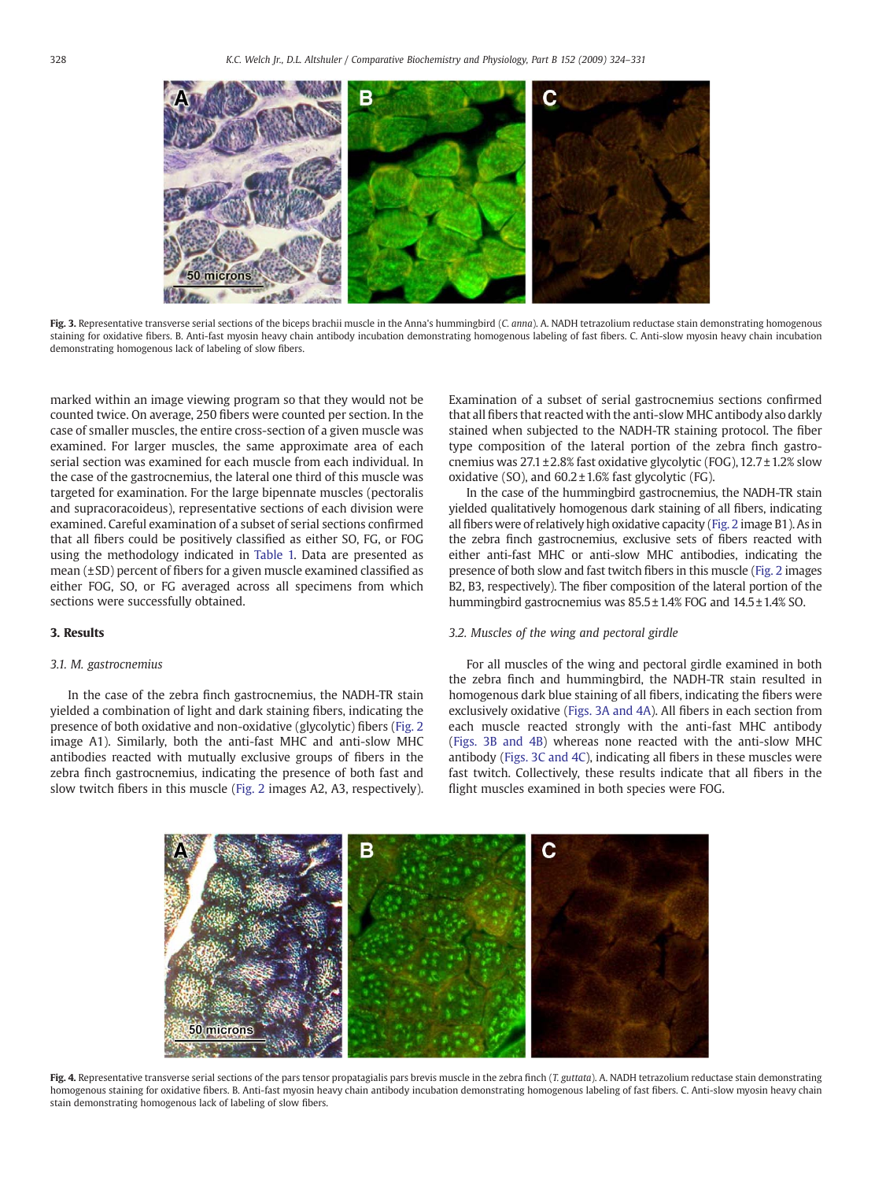Fig. 3. Representative transverse serial sections of the biceps brachii muscle in the Anna's hummingbird (*C. anna*). A. NADH tetrazolium reductase stain demonstrating homogenous staining for oxidative fibers. B. Anti-fast myosin heavy chain antibody incubation demonstrating homogenous labeling of fast fibers. C. Anti-slow myosin heavy chain incubation demonstrating homogenous lack of labeling of slow fibers.

marked within an image viewing program so that they would not be counted twice. On average, 250 fibers were counted per section. In the case of smaller muscles, the entire cross-section of a given muscle was examined. For larger muscles, the same approximate area of each serial section was examined for each muscle from each individual. In the case of the gastrocnemius, the lateral one third of this muscle was targeted for examination. For the large bipennate muscles (pectoralis and supracoracoideus), representative sections of each division were examined. Careful examination of a subset of serial sections confirmed that all fibers could be positively classified as either SO, FG, or FOG using the methodology indicated in Table 1. Data are presented as mean (±SD) percent of fibers for a given muscle examined classified as either FOG, SO, or FG averaged across all specimens from which sections were successfully obtained.

## 3. Results

### 3.1. M. gastrocnemius

In the case of the zebra finch gastrocnemius, the NADH-TR stain yielded a combination of light and dark staining fibers, indicating the presence of both oxidative and non-oxidative (glycolytic) fibers (Fig. 2 image A1). Similarly, both the anti-fast MHC and anti-slow MHC antibodies reacted with mutually exclusive groups of fibers in the zebra finch gastrocnemius, indicating the presence of both fast and slow twitch fibers in this muscle (Fig. 2 images A2, A3, respectively). Examination of a subset of serial gastrocnemius sections confirmed that all fibers that reacted with the anti-slow MHC antibody also darkly stained when subjected to the NADH-TR staining protocol. The fiber type composition of the lateral portion of the zebra finch gastrocnemius was 27.1±2.8% fast oxidative glycolytic (FOG), 12.7±1.2% slow oxidative (SO), and 60.2±1.6% fast glycolytic (FG).

In the case of the hummingbird gastrocnemius, the NADH-TR stain yielded qualitatively homogenous dark staining of all fibers, indicating all fibers were of relatively high oxidative capacity (Fig. 2 image B1). As in the zebra finch gastrocnemius, exclusive sets of fibers reacted with either anti-fast MHC or anti-slow MHC antibodies, indicating the presence of both slow and fast twitch fibers in this muscle (Fig. 2 images B2, B3, respectively). The fiber composition of the lateral portion of the hummingbird gastrocnemius was 85.5±1.4% FOG and 14.5±1.4% SO.

### 3.2. Muscles of the wing and pectoral girdle

For all muscles of the wing and pectoral girdle examined in both the zebra finch and hummingbird, the NADH-TR stain resulted in homogenous dark blue staining of all fibers, indicating the fibers were exclusively oxidative (Figs. 3A and 4A). All fibers in each section from each muscle reacted strongly with the anti-fast MHC antibody (Figs. 3B and 4B) whereas none reacted with the anti-slow MHC antibody (Figs. 3C and 4C), indicating all fibers in these muscles were fast twitch. Collectively, these results indicate that all fibers in the flight muscles examined in both species were FOG.

Fig. 4. Representative transverse serial sections of the pars tensor propatagialis pars brevis muscle in the zebra finch (*T. guttata*). A. NADH tetrazolium reductase stain demonstrating homogenous staining for oxidative fibers. B. Anti-fast myosin heavy chain antibody incubation demonstrating homogenous labeling of fast fibers. C. Anti-slow myosin heavy chain stain demonstrating homogenous lack of labeling of slow fibers.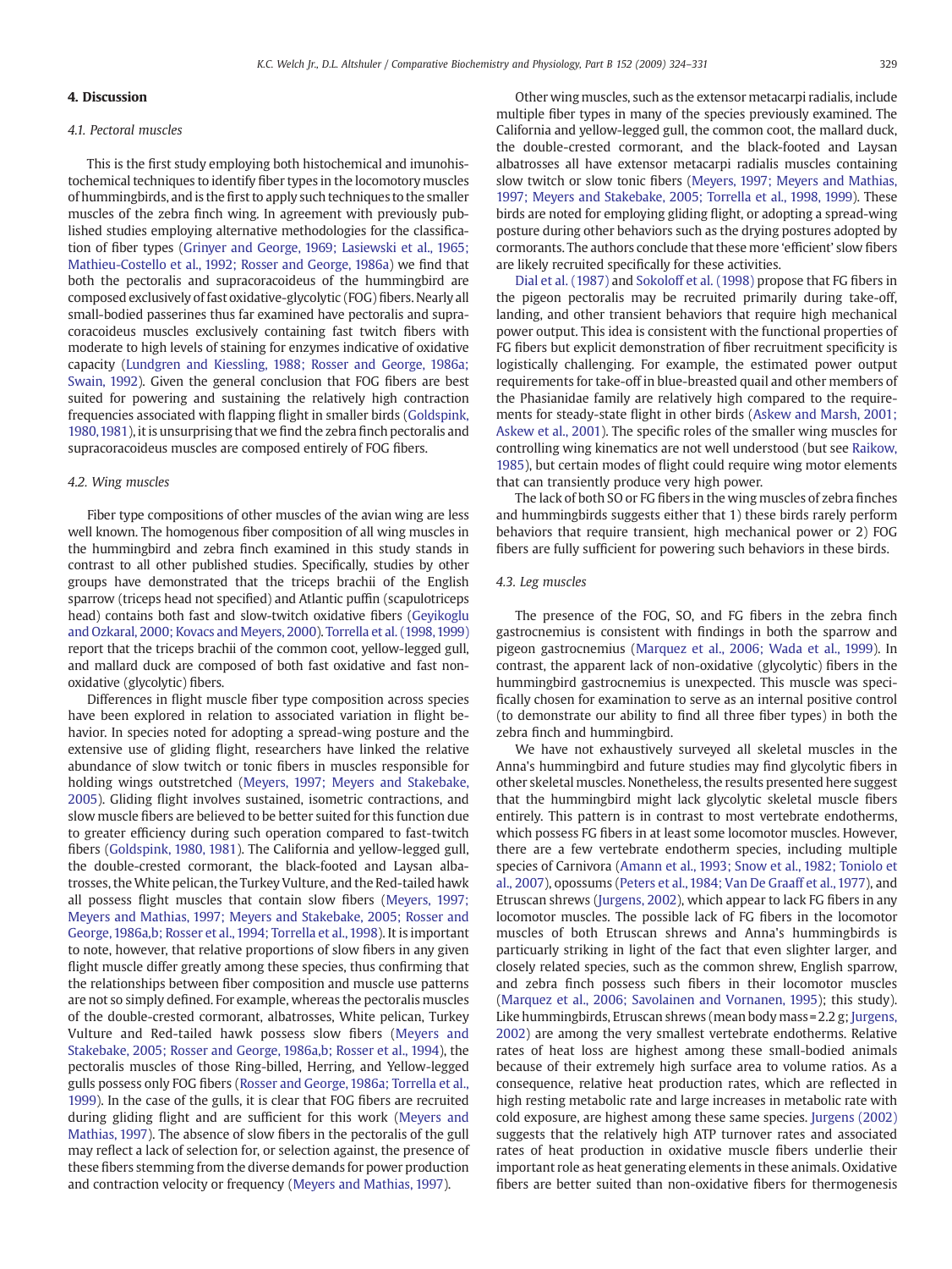## 4. Discussion

### 4.1. Pectoral muscles

This is the first study employing both histochemical and imunohistochemical techniques to identify fiber types in the locomotory muscles of hummingbirds, and is the first to apply such techniques to the smaller muscles of the zebra finch wing. In agreement with previously published studies employing alternative methodologies for the classification of fiber types (Grinyer and George, 1969; Lasiewski et al., 1965; Mathieu-Costello et al., 1992; Rosser and George, 1986a) we find that both the pectoralis and supracoracoideus of the hummingbird are composed exclusively of fast oxidative-glycolytic (FOG) fibers. Nearly all small-bodied passerines thus far examined have pectoralis and supracoracoideus muscles exclusively containing fast twitch fibers with moderate to high levels of staining for enzymes indicative of oxidative capacity (Lundgren and Kiessling, 1988; Rosser and George, 1986a; Swain, 1992). Given the general conclusion that FOG fibers are best suited for powering and sustaining the relatively high contraction frequencies associated with flapping flight in smaller birds (Goldspink, 1980, 1981), it is unsurprising that we find the zebra finch pectoralis and supracoracoideus muscles are composed entirely of FOG fibers.

### 4.2. Wing muscles

Fiber type compositions of other muscles of the avian wing are less well known. The homogenous fiber composition of all wing muscles in the hummingbird and zebra finch examined in this study stands in contrast to all other published studies. Specifically, studies by other groups have demonstrated that the triceps brachii of the English sparrow (triceps head not specified) and Atlantic puffin (scapulotriceps head) contains both fast and slow-twitch oxidative fibers (Geyikoglu and Ozkaral, 2000; Kovacs and Meyers, 2000). Torrella et al. (1998, 1999) report that the triceps brachii of the common coot, yellow-legged gull, and mallard duck are composed of both fast oxidative and fast non-oxidative (glycolytic) fibers.

Differences in flight muscle fiber type composition across species have been explored in relation to associated variation in flight behavior. In species noted for adopting a spread-wing posture and the extensive use of gliding flight, researchers have linked the relative abundance of slow twitch or tonic fibers in muscles responsible for holding wings outstretched (Meyers, 1997; Meyers and Stakebake, 2005). Gliding flight involves sustained, isometric contractions, and slow muscle fibers are believed to be better suited for this function due to greater efficiency during such operation compared to fast-twitch fibers (Goldspink, 1980, 1981). The California and yellow-legged gull, the double-crested cormorant, the black-footed and Laysan albatrosses, the White pelican, the Turkey Vulture, and the Red-tailed hawk all possess flight muscles that contain slow fibers (Meyers, 1997; Meyers and Mathias, 1997; Meyers and Stakebake, 2005; Rosser and George, 1986a,b; Rosser et al., 1994; Torrella et al., 1998). It is important to note, however, that relative proportions of slow fibers in any given flight muscle differ greatly among these species, thus confirming that the relationships between fiber composition and muscle use patterns are not so simply defined. For example, whereas the pectoralis muscles of the double-crested cormorant, albatrosses, White pelican, Turkey Vulture and Red-tailed hawk possess slow fibers (Meyers and Stakebake, 2005; Rosser and George, 1986a,b; Rosser et al., 1994), the pectoralis muscles of those Ring-billed, Herring, and Yellow-legged gulls possess only FOG fibers (Rosser and George, 1986a; Torrella et al., 1999). In the case of the gulls, it is clear that FOG fibers are recruited during gliding flight and are sufficient for this work (Meyers and Mathias, 1997). The absence of slow fibers in the pectoralis of the gull may reflect a lack of selection for, or selection against, the presence of these fibers stemming from the diverse demands for power production and contraction velocity or frequency (Meyers and Mathias, 1997).

Other wing muscles, such as the extensor metacarpi radialis, include multiple fiber types in many of the species previously examined. The California and yellow-legged gull, the common coot, the mallard duck, the double-crested cormorant, and the black-footed and Laysan albatrosses all have extensor metacarpi radialis muscles containing slow twitch or slow tonic fibers (Meyers, 1997; Meyers and Mathias, 1997; Meyers and Stakebake, 2005; Torrella et al., 1998, 1999). These birds are noted for employing gliding flight, or adopting a spread-wing posture during other behaviors such as the drying postures adopted by cormorants. The authors conclude that these more 'efficient' slow fibers are likely recruited specifically for these activities.

Dial et al. (1987) and Sokoloff et al. (1998) propose that FG fibers in the pigeon pectoralis may be recruited primarily during take-off, landing, and other transient behaviors that require high mechanical power output. This idea is consistent with the functional properties of FG fibers but explicit demonstration of fiber recruitment specificity is logistically challenging. For example, the estimated power output requirements for take-off in blue-breasted quail and other members of the Phasianidae family are relatively high compared to the requirements for steady-state flight in other birds (Askew and Marsh, 2001; Askew et al., 2001). The specific roles of the smaller wing muscles for controlling wing kinematics are not well understood (but see Raikow, 1985), but certain modes of flight could require wing motor elements that can transiently produce very high power.

The lack of both SO or FG fibers in the wing muscles of zebra finches and hummingbirds suggests either that 1) these birds rarely perform behaviors that require transient, high mechanical power or 2) FOG fibers are fully sufficient for powering such behaviors in these birds.

### 4.3. Leg muscles

The presence of the FOG, SO, and FG fibers in the zebra finch gastrocnemius is consistent with findings in both the sparrow and pigeon gastrocnemius (Marquez et al., 2006; Wada et al., 1999). In contrast, the apparent lack of non-oxidative (glycolytic) fibers in the hummingbird gastrocnemius is unexpected. This muscle was specifically chosen for examination to serve as an internal positive control (to demonstrate our ability to find all three fiber types) in both the zebra finch and hummingbird.

We have not exhaustively surveyed all skeletal muscles in the Anna's hummingbird and future studies may find glycolytic fibers in other skeletal muscles. Nonetheless, the results presented here suggest that the hummingbird might lack glycolytic skeletal muscle fibers entirely. This pattern is in contrast to most vertebrate endotherms, which possess FG fibers in at least some locomotor muscles. However, there are a few vertebrate endotherm species, including multiple species of Carnivora (Amann et al., 1993; Snow et al., 1982; Toniolo et al., 2007), opossums (Peters et al., 1984; Van De Graaff et al., 1977), and Etruscan shrews (Jurgens, 2002), which appear to lack FG fibers in any locomotor muscles. The possible lack of FG fibers in the locomotor muscles of both Etruscan shrews and Anna's hummingbirds is particularly striking in light of the fact that even slighter larger, and closely related species, such as the common shrew, English sparrow, and zebra finch possess such fibers in their locomotor muscles (Marquez et al., 2006; Savolainen and Vornanen, 1995); this study). Like hummingbirds, Etruscan shrews (mean body mass = 2.2 g; Jurgens, 2002) are among the very smallest vertebrate endotherms. Relative rates of heat loss are highest among these small-bodied animals because of their extremely high surface area to volume ratios. As a consequence, relative heat production rates, which are reflected in high resting metabolic rate and large increases in metabolic rate with cold exposure, are highest among these same species. Jurgens (2002) suggests that the relatively high ATP turnover rates and associated rates of heat production in oxidative muscle fibers underlie their important role as heat generating elements in these animals. Oxidative fibers are better suited than non-oxidative fibers for thermogenesis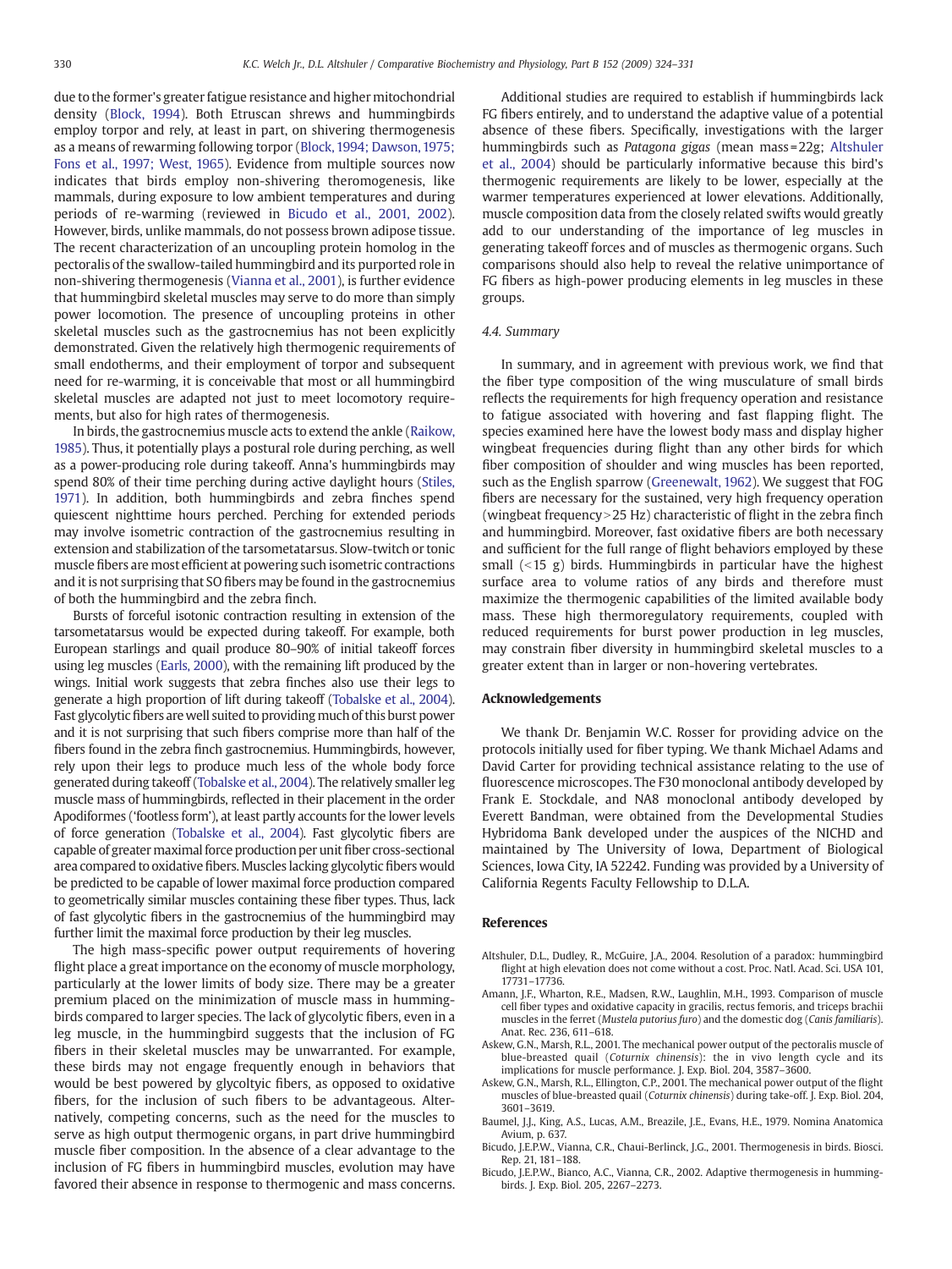due to the former's greater fatigue resistance and higher mitochondrial density (Block, 1994). Both Etruscan shrews and hummingbirds employ torpor and rely, at least in part, on shivering thermogenesis as a means of rewarming following torpor (Block, 1994; Dawson, 1975; Fons et al., 1997; West, 1965). Evidence from multiple sources now indicates that birds employ non-shivering theromogenesis, like mammals, during exposure to low ambient temperatures and during periods of re-warming (reviewed in Bicudo et al., 2001, 2002). However, birds, unlike mammals, do not possess brown adipose tissue. The recent characterization of an uncoupling protein homolog in the pectoralis of the swallow-tailed hummingbird and its purported role in non-shivering thermogenesis (Vianna et al., 2001), is further evidence that hummingbird skeletal muscles may serve to do more than simply power locomotion. The presence of uncoupling proteins in other skeletal muscles such as the gastrocnemius has not been explicitly demonstrated. Given the relatively high thermogenic requirements of small endotherms, and their employment of torpor and subsequent need for re-warming, it is conceivable that most or all hummingbird skeletal muscles are adapted not just to meet locomotory requirements, but also for high rates of thermogenesis.

In birds, the gastrocnemius muscle acts to extend the ankle (Raikow, 1985). Thus, it potentially plays a postural role during perching, as well as a power-producing role during takeoff. Anna's hummingbirds may spend 80% of their time perching during active daylight hours (Stiles, 1971). In addition, both hummingbirds and zebra finches spend quiescent nighttime hours perched. Perching for extended periods may involve isometric contraction of the gastrocnemius resulting in extension and stabilization of the tarsometatarsus. Slow-twitch or tonic muscle fibers are most efficient at powering such isometric contractions and it is not surprising that SO fibers may be found in the gastrocnemius of both the hummingbird and the zebra finch.

Bursts of forceful isotonic contraction resulting in extension of the tarsometatarsus would be expected during takeoff. For example, both European starlings and quail produce 80–90% of initial takeoff forces using leg muscles (Earls, 2000), with the remaining lift produced by the wings. Initial work suggests that zebra finches also use their legs to generate a high proportion of lift during takeoff (Tobalske et al., 2004). Fast glycolytic fibers are well suited to providing much of this burst power and it is not surprising that such fibers comprise more than half of the fibers found in the zebra finch gastrocnemius. Hummingbirds, however, rely upon their legs to produce much less of the whole body force generated during takeoff (Tobalske et al., 2004). The relatively smaller leg muscle mass of hummingbirds, reflected in their placement in the order Apodiformes ('footless form'), at least partly accounts for the lower levels of force generation (Tobalske et al., 2004). Fast glycolytic fibers are capable of greater maximal force production per unit fiber cross-sectional area compared to oxidative fibers. Muscles lacking glycolytic fibers would be predicted to be capable of lower maximal force production compared to geometrically similar muscles containing these fiber types. Thus, lack of fast glycolytic fibers in the gastrocnemius of the hummingbird may further limit the maximal force production by their leg muscles.

The high mass-specific power output requirements of hovering flight place a great importance on the economy of muscle morphology, particularly at the lower limits of body size. There may be a greater premium placed on the minimization of muscle mass in hummingbirds compared to larger species. The lack of glycolytic fibers, even in a leg muscle, in the hummingbird suggests that the inclusion of FG fibers in their skeletal muscles may be unwarranted. For example, these birds may not engage frequently enough in behaviors that would be best powered by glycoltyic fibers, as opposed to oxidative fibers, for the inclusion of such fibers to be advantageous. Alternatively, competing concerns, such as the need for the muscles to serve as high output thermogenic organs, in part drive hummingbird muscle fiber composition. In the absence of a clear advantage to the inclusion of FG fibers in hummingbird muscles, evolution may have favored their absence in response to thermogenic and mass concerns.

Additional studies are required to establish if hummingbirds lack FG fibers entirely, and to understand the adaptive value of a potential absence of these fibers. Specifically, investigations with the larger hummingbirds such as *Patagona gigas* (mean mass = 22g; Altshuler et al., 2004) should be particularly informative because this bird's thermogenic requirements are likely to be lower, especially at the warmer temperatures experienced at lower elevations. Additionally, muscle composition data from the closely related swifts would greatly add to our understanding of the importance of leg muscles in generating takeoff forces and of muscles as thermogenic organs. Such comparisons should also help to reveal the relative unimportance of FG fibers as high-power producing elements in leg muscles in these groups.

### 4.4. Summary

In summary, and in agreement with previous work, we find that the fiber type composition of the wing musculature of small birds reflects the requirements for high frequency operation and resistance to fatigue associated with hovering and fast flapping flight. The species examined here have the lowest body mass and display higher wingbeat frequencies during flight than any other birds for which fiber composition of shoulder and wing muscles has been reported, such as the English sparrow (Greenewalt, 1962). We suggest that FOG fibers are necessary for the sustained, very high frequency operation (wingbeat frequency > 25 Hz) characteristic of flight in the zebra finch and hummingbird. Moreover, fast oxidative fibers are both necessary and sufficient for the full range of flight behaviors employed by these small (< 15 g) birds. Hummingbirds in particular have the highest surface area to volume ratios of any birds and therefore must maximize the thermogenic capabilities of the limited available body mass. These high thermoregulatory requirements, coupled with reduced requirements for burst power production in leg muscles, may constrain fiber diversity in hummingbird skeletal muscles to a greater extent than in larger or non-hovering vertebrates.

## Acknowledgements

We thank Dr. Benjamin W.C. Rosser for providing advice on the protocols initially used for fiber typing. We thank Michael Adams and David Carter for providing technical assistance relating to the use of fluorescence microscopes. The F30 monoclonal antibody developed by Frank E. Stockdale, and NA8 monoclonal antibody developed by Everett Bandman, were obtained from the Developmental Studies Hybridoma Bank developed under the auspices of the NICHD and maintained by The University of Iowa, Department of Biological Sciences, Iowa City, IA 52242. Funding was provided by a University of California Regents Faculty Fellowship to D.L.A.

## References

Altshuler, D.L., Dudley, R., McGuire, J.A., 2004. Resolution of a paradox: hummingbird flight at high elevation does not come without a cost. Proc. Natl. Acad. Sci. USA 101, 17731–17736.

Amann, J.F., Wharton, R.E., Madsen, R.W., Laughlin, M.H., 1993. Comparison of muscle cell fiber types and oxidative capacity in gracilis, rectus femoris, and triceps brachii muscles in the ferret (*Mustela putorius furo*) and the domestic dog (*Canis familiaris*). Anat. Rec. 236, 611–618.

Askew, G.N., Marsh, R.L., 2001. The mechanical power output of the pectoralis muscle of blue-breasted quail (*Coturnix chinensis*): the in vivo length cycle and its implications for muscle performance. J. Exp. Biol. 204, 3587–3600.

Askew, G.N., Marsh, R.L., Ellington, C.P., 2001. The mechanical power output of the flight muscles of blue-breasted quail (*Coturnix chinensis*) during take-off. J. Exp. Biol. 204, 3601–3619.

Baumel, J.J., King, A.S., Lucas, A.M., Breazile, J.E., Evans, H.E., 1979. Nomina Anatomica Avium, p. 637.

Bicudo, J.E.P.W., Vianna, C.R., Chaui-Berlinck, J.G., 2001. Thermogenesis in birds. Biosci. Rep. 21, 181–188.

Bicudo, J.E.P.W., Bianco, A.C., Vianna, C.R., 2002. Adaptive thermogenesis in hummingbirds. J. Exp. Biol. 205, 2267–2273.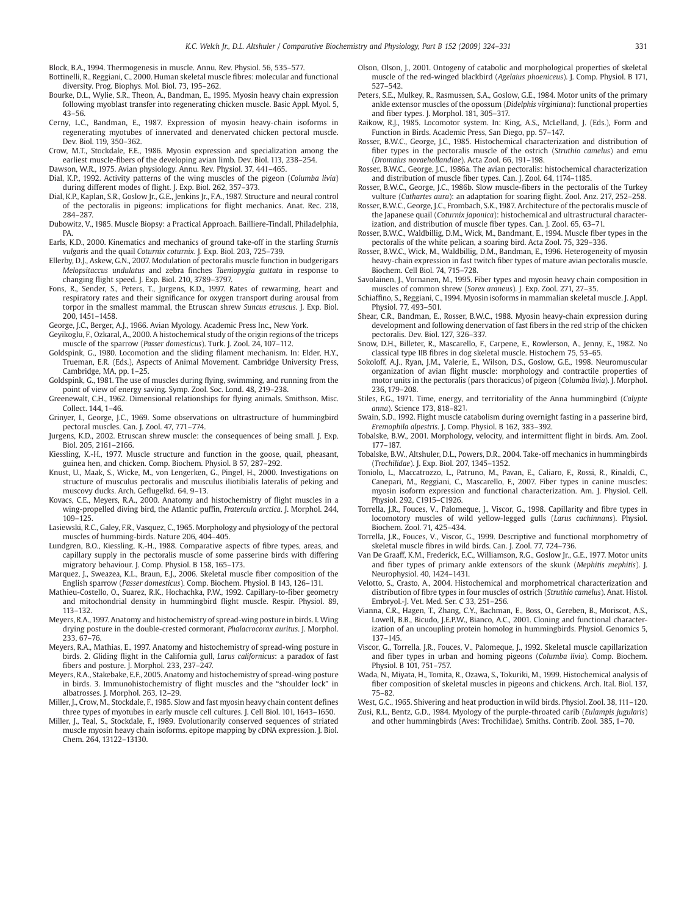Block, B.A., 1994. Thermogenesis in muscle. Annu. Rev. Physiol. 56, 535–577.

Bottinelli, R., Reggiani, C., 2000. Human skeletal muscle fibres: molecular and functional diversity. Prog. Biophys. Mol. Biol. 73, 195–262.

Bourke, D.L., Wylie, S.R., Theon, A., Bandman, E., 1995. Myosin heavy chain expression following myoblast transfer into regenerating chicken muscle. Basic Appl. Myol. 5, 43–56.

Cerny, L.C., Bandman, E., 1987. Expression of myosin heavy-chain isoforms in regenerating myotubes of innervated and denervated chicken pectoral muscle. Dev. Biol. 119, 350–362.

Crow, M.T., Stockdale, F.E., 1986. Myosin expression and specialization among the earliest muscle-fibers of the developing avian limb. Dev. Biol. 113, 238–254.

Dawson, W.R., 1975. Avian physiology. Annu. Rev. Physiol. 37, 441–465.

Dial, K.P., 1992. Activity patterns of the wing muscles of the pigeon (*Columba livia*) during different modes of flight. J. Exp. Biol. 262, 357–373.

Dial, K.P., Kaplan, S.R., Goslow Jr., G.E., Jenkins Jr., F.A., 1987. Structure and neural control of the pectoralis in pigeons: implications for flight mechanics. Anat. Rec. 218, 284–287.

Dubowitz, V., 1985. Muscle Biopsy: a Practical Approach. Bailliere-Tindall, Philadelphia, PA.

Earls, K.D., 2000. Kinematics and mechanics of ground take-off in the starling *Sturnis vulgaris* and the quail *Coturnix coturnix*. J. Exp. Biol. 203, 725–739.

Ellerby, D.J., Askew, G.N., 2007. Modulation of pectoralis muscle function in budgerigars *Melopsittacus undulatus* and zebra finches *Taeniopygia guttata* in response to changing flight speed. J. Exp. Biol. 210, 3789–3797.

Fons, R., Sender, S., Peters, T., Jurgens, K.D., 1997. Rates of rewarming, heart and respiratory rates and their significance for oxygen transport during arousal from torpor in the smallest mammal, the Etruscan shrew *Suncus etruscus*. J. Exp. Biol. 200, 1451–1458.

George, J.C., Berger, A.J., 1966. Avian Myology. Academic Press Inc., New York.

Geyikoglu, F., Ozkaral, A., 2000. A histochemical study of the origin regions of the triceps muscle of the sparrow (*Passer domesticus*). Turk. J. Zool. 24, 107–112.

Goldspink, G., 1980. Locomotion and the sliding filament mechanism. In: Elder, H.Y., Trueman, E.R. (Eds.), Aspects of Animal Movement. Cambridge University Press, Cambridge, MA, pp. 1–25.

Goldspink, G., 1981. The use of muscles during flying, swimming, and running from the point of view of energy saving. Symp. Zool. Soc. Lond. 48, 219–238.

Greenewalt, C.H., 1962. Dimensional relationships for flying animals. Smithson. Misc. Collect. 144, 1–46.

Grinyer, I., George, J.C., 1969. Some observations on ultrastructure of hummingbird pectoral muscles. Can. J. Zool. 47, 771–774.

Jurgens, K.D., 2002. Etruscan shrew muscle: the consequences of being small. J. Exp. Biol. 205, 2161–2166.

Kiessling, K.-H., 1977. Muscle structure and function in the goose, quail, pheasant, guinea hen, and chicken. Comp. Biochem. Physiol. B 57, 287–292.

Knust, U., Maak, S., Wicke, M., von Lengerken, G., Pingel, H., 2000. Investigations on structure of musculus pectoralis and musculus iliotibialis lateralis of peking and muscovy ducks. Arch. Geflugelkd. 64, 9–13.

Kovacs, C.E., Meyers, R.A., 2000. Anatomy and histochemistry of flight muscles in a wing-propelled diving bird, the Atlantic puffin, *Fratercula arctica*. J. Morphol. 244, 109–125.

Lasiewski, R.C., Galey, F.R., Vasquez, C., 1965. Morphology and physiology of the pectoral muscles of humming-birds. Nature 206, 404–405.

Lundgren, B.O., Kiessling, K.-H., 1988. Comparative aspects of fibre types, areas, and capillary supply in the pectoralis muscle of some passerine birds with differing migratory behaviour. J. Comp. Physiol. B 158, 165–173.

Marquez, J., Sweazea, K.L., Braun, E.J., 2006. Skeletal muscle fiber composition of the English sparrow (*Passer domesticus*). Comp. Biochem. Physiol. B 143, 126–131.

Mathieu-Costello, O., Suarez, R.K., Hochachka, P.W., 1992. Capillary-to-fiber geometry and mitochondrial density in hummingbird flight muscle. Respir. Physiol. 89, 113–132.

Meyers, R.A., 1997. Anatomy and histochemistry of spread-wing posture in birds. I. Wing drying posture in the double-crested cormorant, *Phalacrocorax auritus*. J. Morphol. 233, 67–76.

Meyers, R.A., Mathias, E., 1997. Anatomy and histochemistry of spread-wing posture in birds. 2. Gliding flight in the California gull, *Larus californicus*: a paradox of fast fibers and posture. J. Morphol. 233, 237–247.

Meyers, R.A., Stakebake, E.F., 2005. Anatomy and histochemistry of spread-wing posture in birds. 3. Immunohistochemistry of flight muscles and the "shoulder lock" in albatrosses. J. Morphol. 263, 12–29.

Miller, J., Crow, M., Stockdale, F., 1985. Slow and fast myosin heavy chain content defines three types of myotubes in early muscle cell cultures. J. Cell Biol. 101, 1643–1650.

Miller, J., Teal, S., Stockdale, F., 1989. Evolutionarily conserved sequences of striated muscle myosin heavy chain isoforms. epitope mapping by cDNA expression. J. Biol. Chem. 264, 13122–13130.

Olson, Olson, J., 2001. Ontogeny of catabolic and morphological properties of skeletal muscle of the red-winged blackbird (*Agelaius phoeniceus*). J. Comp. Physiol. B 171, 527–542.

Peters, S.E., Mulkey, R., Rasmussen, S.A., Goslow, G.E., 1984. Motor units of the primary ankle extensor muscles of the opossum (*Didelphis virginiana*): functional properties and fiber types. J. Morphol. 181, 305–317.

Raikow, R.J., 1985. Locomotor system. In: King, A.S., McLelland, J. (Eds.), Form and Function in Birds. Academic Press, San Diego, pp. 57–147.

Rosser, B.W.C., George, J.C., 1985. Histochemical characterization and distribution of fiber types in the pectoralis muscle of the ostrich (*Struthio camelus*) and emu (*Dromaius novaehollandiae*). Acta Zool. 66, 191–198.

Rosser, B.W.C., George, J.C., 1986a. The avian pectoralis: histochemical characterization and distribution of muscle fiber types. Can. J. Zool. 64, 1174–1185.

Rosser, B.W.C., George, J.C., 1986b. Slow muscle-fibers in the pectoralis of the Turkey vulture (*Cathartes aura*): an adaptation for soaring flight. Zool. Anz. 217, 252–258.

Rosser, B.W.C., George, J.C., Frombach, S.K., 1987. Architecture of the pectoralis muscle of the Japanese quail (*Coturnix japonica*): histochemical and ultrastructural characterization, and distribution of muscle fiber types. Can. J. Zool. 65, 63–71.

Rosser, B.W.C., Waldbillig, D.M., Wick, M., Bandmant, E., 1994. Muscle fiber types in the pectoralis of the white pelican, a soaring bird. Acta Zool. 75, 329–336.

Rosser, B.W.C., Wick, M., Waldbillig, D.M., Bandman, E., 1996. Heterogeneity of myosin heavy-chain expression in fast twitch fiber types of mature avian pectoralis muscle. Biochem. Cell Biol. 74, 715–728.

Savolainen, J., Vornanen, M., 1995. Fiber types and myosin heavy chain composition in muscles of common shrew (*Sorex araneus*). J. Exp. Zool. 271, 27–35.

Schiaffino, S., Reggiani, C., 1994. Myosin isoforms in mammalian skeletal muscle. J. Appl. Physiol. 77, 493–501.

Shear, C.R., Bandman, E., Rosser, B.W.C., 1988. Myosin heavy-chain expression during development and following denervation of fast fibers in the red strip of the chicken pectoralis. Dev. Biol. 127, 326–337.

Snow, D.H., Billeter, R., Mascarello, F., Carpene, E., Rowlerson, A., Jenny, E., 1982. No classical type IIB fibres in dog skeletal muscle. Histochem 75, 53–65.

Sokoloff, A.J., Ryan, J.M., Valerie, E., Wilson, D.S., Goslow, G.E., 1998. Neuromuscular organization of avian flight muscle: morphology and contractile properties of motor units in the pectoralis (pars thoracicus) of pigeon (*Columba livia*). J. Morphol. 236, 179–208.

Stiles, F.G., 1971. Time, energy, and territoriality of the Anna hummingbird (*Calypte anna*). Science 173, 818–821.

Swain, S.D., 1992. Flight muscle catabolism during overnight fasting in a passerine bird, *Eremophila alpestris*. J. Comp. Physiol. B 162, 383–392.

Tobalske, B.W., 2001. Morphology, velocity, and intermittent flight in birds. Am. Zool. 177–187.

Tobalske, B.W., Altshuler, D.L., Powers, D.R., 2004. Take-off mechanics in hummingbirds (*Trochilidae*). J. Exp. Biol. 207, 1345–1352.

Toniolo, L., Maccatrozzo, L., Patruno, M., Pavan, E., Caliaro, F., Rossi, R., Rinaldi, C., Canepari, M., Reggiani, C., Mascarello, F., 2007. Fiber types in canine muscles: myosin isoform expression and functional characterization. Am. J. Physiol. Cell. Physiol. 292, C1915–C1926.

Torrella, J.R., Fouces, V., Palomeque, J., Viscor, G., 1998. Capillarity and fibre types in locomotory muscles of wild yellow-legged gulls (*Larus cachinnans*). Physiol. Biochem. Zool. 71, 425–434.

Torrella, J.R., Fouces, V., Viscor, G., 1999. Descriptive and functional morphometry of skeletal muscle fibres in wild birds. Can. J. Zool. 77, 724–736.

Van De Graaff, K.M., Frederick, E.C., Williamson, R.G., Goslow Jr., G.E., 1977. Motor units and fiber types of primary ankle extensors of the skunk (*Mephitis mephitis*). J. Neurophysiol. 40, 1424–1431.

Velotto, S., Crasto, A., 2004. Histochemical and morphometrical characterization and distribution of fibre types in four muscles of ostrich (*Struthio camelus*). Anat. Histol. Embryol.-J. Vet. Med. Ser. C 33, 251–256.

Vianna, C.R., Hagen, T., Zhang, C.Y., Bachman, E., Boss, O., Gereben, B., Moriscot, A.S., Lowell, B.B., Bicudo, J.E.P.W., Bianco, A.C., 2001. Cloning and functional characterization of an uncoupling protein homolog in hummingbirds. Physiol. Genomics 5, 137–145.

Viscor, G., Torrella, J.R., Fouces, V., Palomeque, J., 1992. Skeletal muscle capillarization and fiber types in urban and homing pigeons (*Columba livia*). Comp. Biochem. Physiol. B 101, 751–757.

Wada, N., Miyata, H., Tomita, R., Ozawa, S., Tokuriki, M., 1999. Histochemical analysis of fiber composition of skeletal muscles in pigeons and chickens. Arch. Ital. Biol. 137, 75–82.

West, G.C., 1965. Shivering and heat production in wild birds. Physiol. Zool. 38, 111–120.

Zusi, R.L., Bentz, G.D., 1984. Myology of the purple-throated carib (*Eulampis jugularis*) and other hummingbirds (Aves: Trochilidae). Smiths. Contrib. Zool. 385, 1–70.